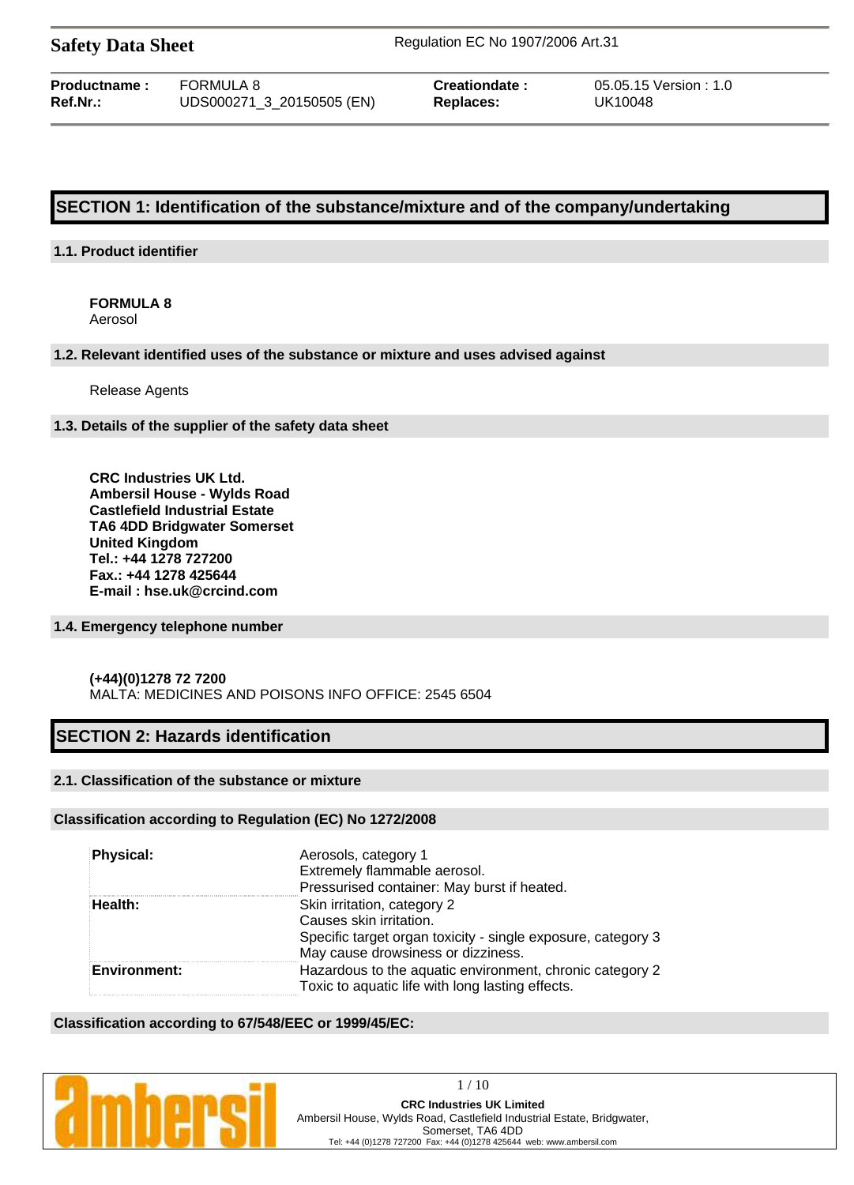**Safety Data Sheet** Regulation EC No 1907/2006 Art.31

| | | | |
|---|---|---|---|
| **Productname :** | FORMULA 8 | **Creationdate :** | 05.05.15 Version : 1.0 |
| **Ref.Nr.:** | UDS000271_3_20150505 (EN) | **Replaces:** | UK10048 |

## SECTION 1: Identification of the substance/mixture and of the company/undertaking

### 1.1. Product identifier

**FORMULA 8**
Aerosol

### 1.2. Relevant identified uses of the substance or mixture and uses advised against

Release Agents

### 1.3. Details of the supplier of the safety data sheet

**CRC Industries UK Ltd.**
**Ambersil House - Wylds Road**
**Castlefield Industrial Estate**
**TA6 4DD Bridgwater Somerset**
**United Kingdom**
**Tel.: +44 1278 727200**
**Fax.: +44 1278 425644**
**E-mail : hse.uk@crcind.com**

### 1.4. Emergency telephone number

**(+44)(0)1278 72 7200**
MALTA: MEDICINES AND POISONS INFO OFFICE: 2545 6504

## SECTION 2: Hazards identification

### 2.1. Classification of the substance or mixture

#### Classification according to Regulation (EC) No 1272/2008

| | |
|---|---|
| **Physical:** | Aerosols, category 1<br>Extremely flammable aerosol.<br>Pressurised container: May burst if heated. |
| **Health:** | Skin irritation, category 2<br>Causes skin irritation.<br>Specific target organ toxicity - single exposure, category 3<br>May cause drowsiness or dizziness. |
| **Environment:** | Hazardous to the aquatic environment, chronic category 2<br>Toxic to aquatic life with long lasting effects. |

#### Classification according to 67/548/EEC or 1999/45/EC: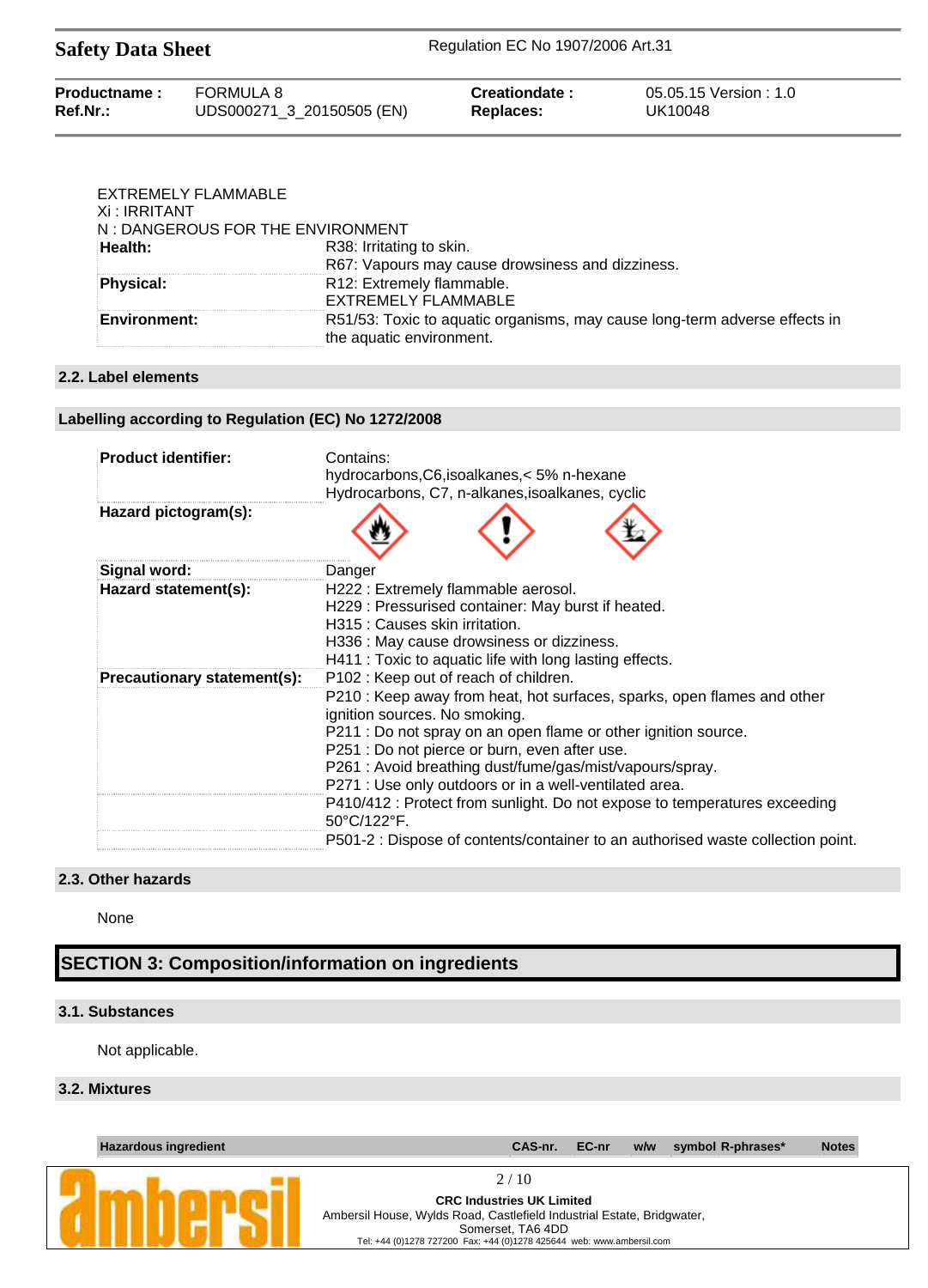EXTREMELY FLAMMABLE
Xi : IRRITANT
N : DANGEROUS FOR THE ENVIRONMENT

| | |
|---|---|
| **Health:** | R38: Irritating to skin.<br>R67: Vapours may cause drowsiness and dizziness. |
| **Physical:** | R12: Extremely flammable.<br>EXTREMELY FLAMMABLE |
| **Environment:** | R51/53: Toxic to aquatic organisms, may cause long-term adverse effects in the aquatic environment. |

### 2.2. Label elements

### Labelling according to Regulation (EC) No 1272/2008

| | |
|---|---|
| **Product identifier:** | Contains:<br>hydrocarbons,C6,isoalkanes,< 5% n-hexane<br>Hydrocarbons, C7, n-alkanes,isoalkanes, cyclic |
| **Hazard pictogram(s):** | |
| **Signal word:** | Danger |
| **Hazard statement(s):** | H222 : Extremely flammable aerosol.<br>H229 : Pressurised container: May burst if heated.<br>H315 : Causes skin irritation.<br>H336 : May cause drowsiness or dizziness.<br>H411 : Toxic to aquatic life with long lasting effects. |
| **Precautionary statement(s):** | P102 : Keep out of reach of children. |
| | P210 : Keep away from heat, hot surfaces, sparks, open flames and other ignition sources. No smoking.<br>P211 : Do not spray on an open flame or other ignition source.<br>P251 : Do not pierce or burn, even after use.<br>P261 : Avoid breathing dust/fume/gas/mist/vapours/spray.<br>P271 : Use only outdoors or in a well-ventilated area. |
| | P410/412 : Protect from sunlight. Do not expose to temperatures exceeding 50°C/122°F. |
| | P501-2 : Dispose of contents/container to an authorised waste collection point. |

### 2.3. Other hazards

None

## SECTION 3: Composition/information on ingredients

### 3.1. Substances

Not applicable.

### 3.2. Mixtures

| Hazardous ingredient | CAS-nr. | EC-nr | w/w | symbol | R-phrases* | Notes |
|---|---|---|---|---|---|---|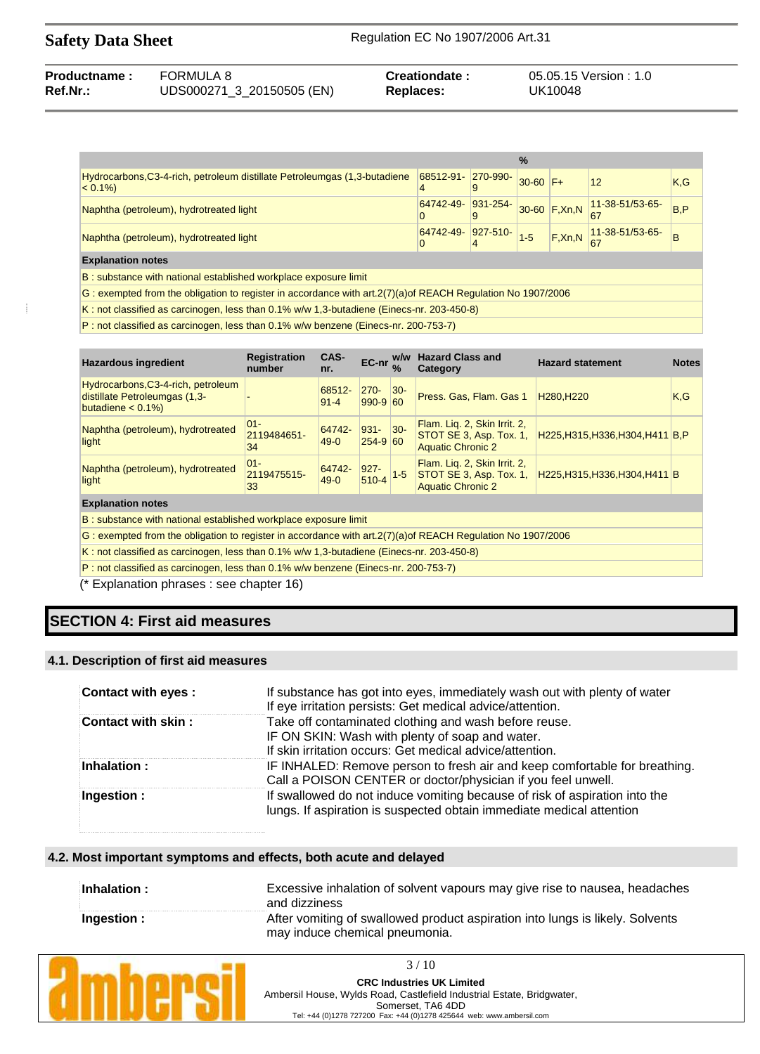|  |  |  | % |  |  |  |
|---|---|---|---|---|---|---|
| Hydrocarbons,C3-4-rich, petroleum distillate Petroleumgas (1,3-butadiene < 0.1%) | 68512-91-4 | 270-990-9 | 30-60 | F+ | 12 | K,G |
| Naphtha (petroleum), hydrotreated light | 64742-49-0 | 931-254-9 | 30-60 | F,Xn,N | 11-38-51/53-65-67 | B,P |
| Naphtha (petroleum), hydrotreated light | 64742-49-0 | 927-510-4 | 1-5 | F,Xn,N | 11-38-51/53-65-67 | B |

**Explanation notes**

B : substance with national established workplace exposure limit

G : exempted from the obligation to register in accordance with art.2(7)(a)of REACH Regulation No 1907/2006

K : not classified as carcinogen, less than 0.1% w/w 1,3-butadiene (Einecs-nr. 203-450-8)

P : not classified as carcinogen, less than 0.1% w/w benzene (Einecs-nr. 200-753-7)

| Hazardous ingredient | Registration number | CAS-nr. | EC-nr | w/w % | Hazard Class and Category | Hazard statement | Notes |
|---|---|---|---|---|---|---|---|
| Hydrocarbons,C3-4-rich, petroleum distillate Petroleumgas (1,3-butadiene < 0.1%) | - | 68512-91-4 | 270-990-9 | 30-60 | Press. Gas, Flam. Gas 1 | H280,H220 | K,G |
| Naphtha (petroleum), hydrotreated light | 01-2119484651-34 | 64742-49-0 | 931-254-9 | 30-60 | Flam. Liq. 2, Skin Irrit. 2, STOT SE 3, Asp. Tox. 1, Aquatic Chronic 2 | H225,H315,H336,H304,H411 | B,P |
| Naphtha (petroleum), hydrotreated light | 01-2119475515-33 | 64742-49-0 | 927-510-4 | 1-5 | Flam. Liq. 2, Skin Irrit. 2, STOT SE 3, Asp. Tox. 1, Aquatic Chronic 2 | H225,H315,H336,H304,H411 | B |

**Explanation notes**

B : substance with national established workplace exposure limit

G : exempted from the obligation to register in accordance with art.2(7)(a)of REACH Regulation No 1907/2006

K : not classified as carcinogen, less than 0.1% w/w 1,3-butadiene (Einecs-nr. 203-450-8)

P : not classified as carcinogen, less than 0.1% w/w benzene (Einecs-nr. 200-753-7)

(* Explanation phrases : see chapter 16)

## SECTION 4: First aid measures

### 4.1. Description of first aid measures

| | |
|---|---|
| **Contact with eyes :** | If substance has got into eyes, immediately wash out with plenty of water<br>If eye irritation persists: Get medical advice/attention. |
| **Contact with skin :** | Take off contaminated clothing and wash before reuse.<br>IF ON SKIN: Wash with plenty of soap and water.<br>If skin irritation occurs: Get medical advice/attention. |
| **Inhalation :** | IF INHALED: Remove person to fresh air and keep comfortable for breathing.<br>Call a POISON CENTER or doctor/physician if you feel unwell. |
| **Ingestion :** | If swallowed do not induce vomiting because of risk of aspiration into the lungs. If aspiration is suspected obtain immediate medical attention |

### 4.2. Most important symptoms and effects, both acute and delayed

| | |
|---|---|
| **Inhalation :** | Excessive inhalation of solvent vapours may give rise to nausea, headaches and dizziness |
| **Ingestion :** | After vomiting of swallowed product aspiration into lungs is likely. Solvents may induce chemical pneumonia. |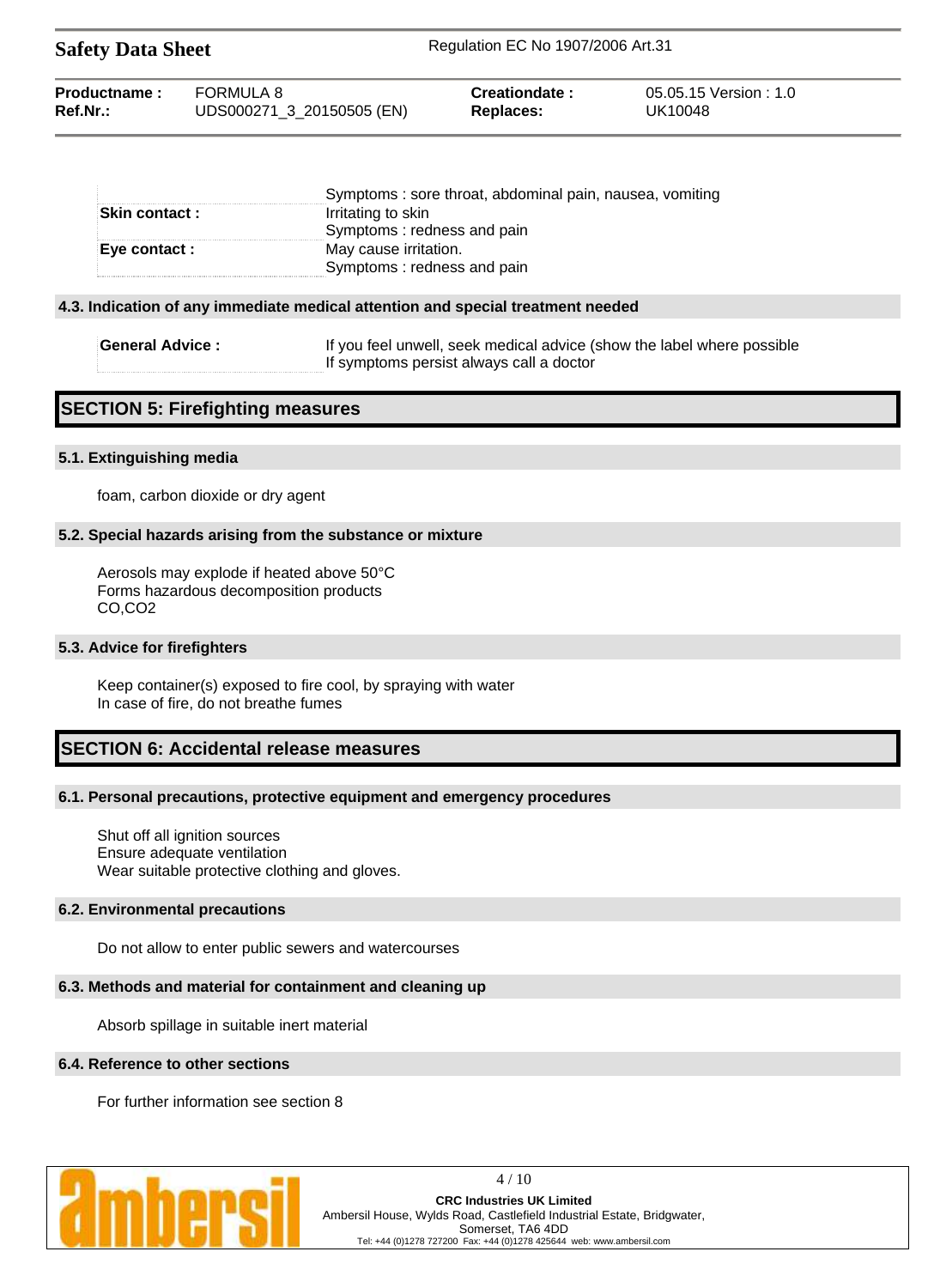| | |
|---|---|
| | Symptoms : sore throat, abdominal pain, nausea, vomiting |
| **Skin contact :** | Irritating to skin<br>Symptoms : redness and pain |
| **Eye contact :** | May cause irritation.<br>Symptoms : redness and pain |

### 4.3. Indication of any immediate medical attention and special treatment needed

| | |
|---|---|
| **General Advice :** | If you feel unwell, seek medical advice (show the label where possible<br>If symptoms persist always call a doctor |

## SECTION 5: Firefighting measures

### 5.1. Extinguishing media

foam, carbon dioxide or dry agent

### 5.2. Special hazards arising from the substance or mixture

Aerosols may explode if heated above 50°C
Forms hazardous decomposition products
CO,$CO_2$

### 5.3. Advice for firefighters

Keep container(s) exposed to fire cool, by spraying with water
In case of fire, do not breathe fumes

## SECTION 6: Accidental release measures

### 6.1. Personal precautions, protective equipment and emergency procedures

Shut off all ignition sources
Ensure adequate ventilation
Wear suitable protective clothing and gloves.

### 6.2. Environmental precautions

Do not allow to enter public sewers and watercourses

### 6.3. Methods and material for containment and cleaning up

Absorb spillage in suitable inert material

### 6.4. Reference to other sections

For further information see section 8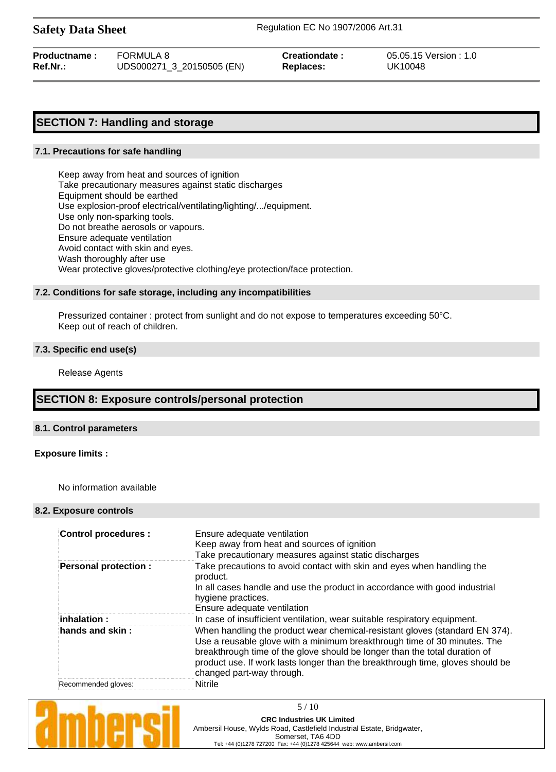## SECTION 7: Handling and storage

### 7.1. Precautions for safe handling

Keep away from heat and sources of ignition
Take precautionary measures against static discharges
Equipment should be earthed
Use explosion-proof electrical/ventilating/lighting/.../equipment.
Use only non-sparking tools.
Do not breathe aerosols or vapours.
Ensure adequate ventilation
Avoid contact with skin and eyes.
Wash thoroughly after use
Wear protective gloves/protective clothing/eye protection/face protection.

### 7.2. Conditions for safe storage, including any incompatibilities

Pressurized container : protect from sunlight and do not expose to temperatures exceeding 50°C.
Keep out of reach of children.

### 7.3. Specific end use(s)

Release Agents

## SECTION 8: Exposure controls/personal protection

### 8.1. Control parameters

**Exposure limits :**

No information available

### 8.2. Exposure controls

| | |
|---|---|
| **Control procedures :** | Ensure adequate ventilation<br>Keep away from heat and sources of ignition<br>Take precautionary measures against static discharges |
| **Personal protection :** | Take precautions to avoid contact with skin and eyes when handling the product.<br>In all cases handle and use the product in accordance with good industrial hygiene practices.<br>Ensure adequate ventilation |
| **inhalation :** | In case of insufficient ventilation, wear suitable respiratory equipment. |
| **hands and skin :** | When handling the product wear chemical-resistant gloves (standard EN 374). Use a reusable glove with a minimum breakthrough time of 30 minutes. The breakthrough time of the glove should be longer than the total duration of product use. If work lasts longer than the breakthrough time, gloves should be changed part-way through. |
| Recommended gloves: | Nitrile |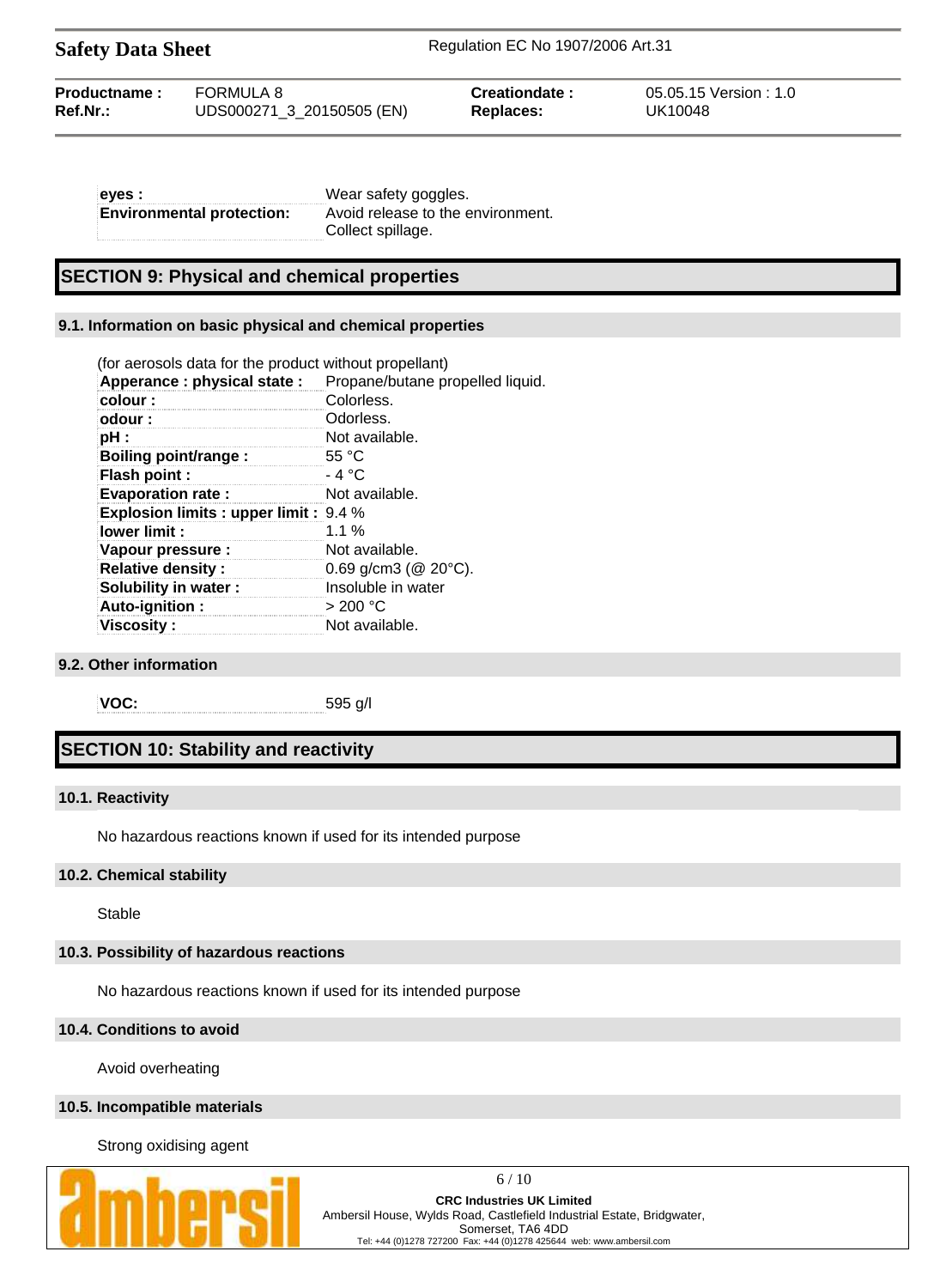| | |
|---|---|
| **eyes :** | Wear safety goggles. |
| **Environmental protection:** | Avoid release to the environment. Collect spillage. |

## SECTION 9: Physical and chemical properties

### 9.1. Information on basic physical and chemical properties

(for aerosols data for the product without propellant)

| | |
|---|---|
| **Apperance : physical state :** | Propane/butane propelled liquid. |
| **colour :** | Colorless. |
| **odour :** | Odorless. |
| **pH :** | Not available. |
| **Boiling point/range :** | 55 °C |
| **Flash point :** | - 4 °C |
| **Evaporation rate :** | Not available. |
| **Explosion limits : upper limit :** | 9.4 % |
| **lower limit :** | 1.1 % |
| **Vapour pressure :** | Not available. |
| **Relative density :** | 0.69 g/cm3 (@ 20°C). |
| **Solubility in water :** | Insoluble in water |
| **Auto-ignition :** | > 200 °C |
| **Viscosity :** | Not available. |

### 9.2. Other information

| | |
|---|---|
| **VOC:** | 595 g/l |

## SECTION 10: Stability and reactivity

### 10.1. Reactivity

No hazardous reactions known if used for its intended purpose

### 10.2. Chemical stability

Stable

### 10.3. Possibility of hazardous reactions

No hazardous reactions known if used for its intended purpose

### 10.4. Conditions to avoid

Avoid overheating

### 10.5. Incompatible materials

Strong oxidising agent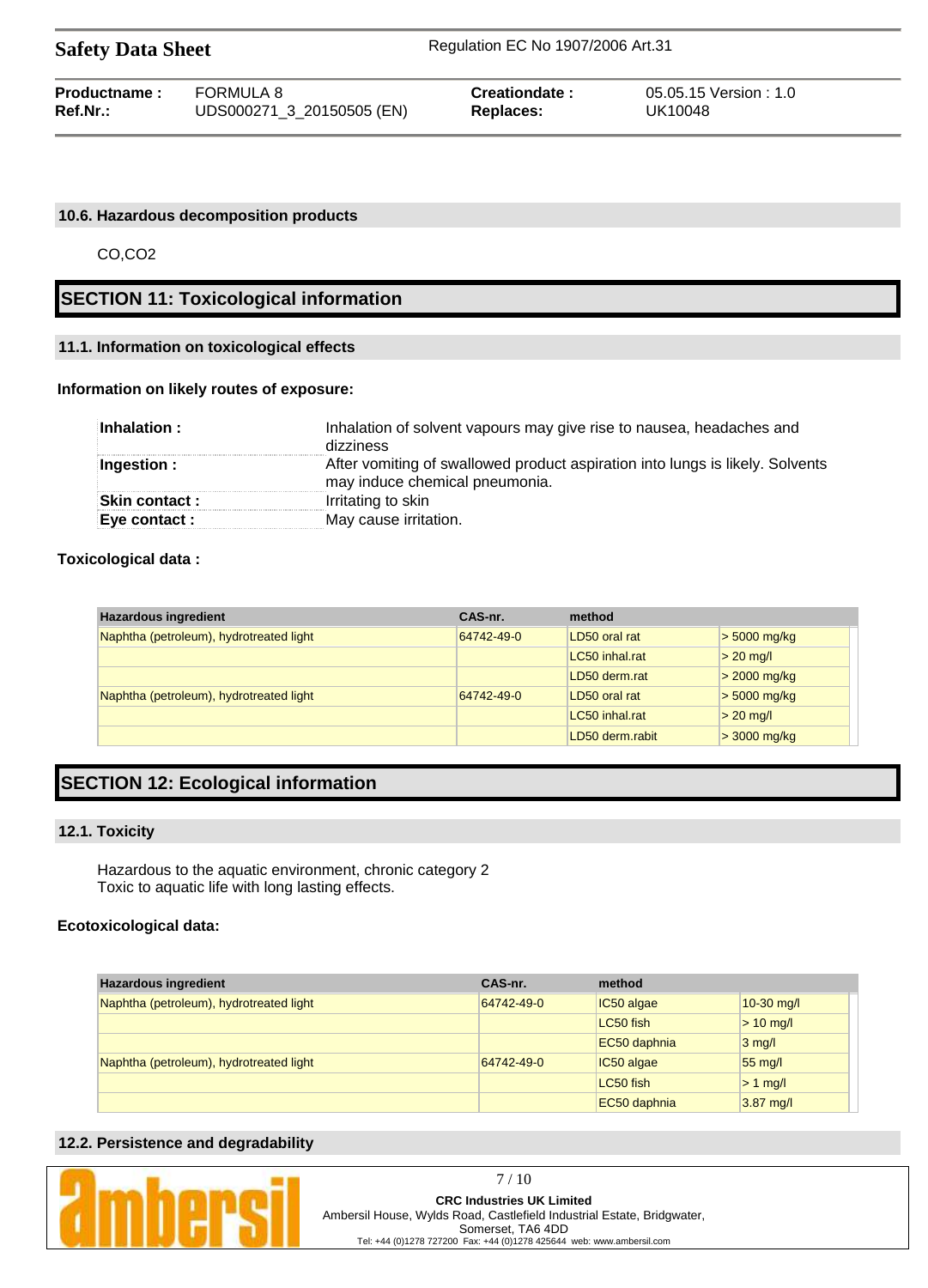### 10.6. Hazardous decomposition products

CO,CO2

## SECTION 11: Toxicological information

### 11.1. Information on toxicological effects

**Information on likely routes of exposure:**

| | |
|---|---|
| **Inhalation :** | Inhalation of solvent vapours may give rise to nausea, headaches and dizziness |
| **Ingestion :** | After vomiting of swallowed product aspiration into lungs is likely. Solvents may induce chemical pneumonia. |
| **Skin contact :** | Irritating to skin |
| **Eye contact :** | May cause irritation. |

**Toxicological data :**

| Hazardous ingredient | CAS-nr. | method | |
|---|---|---|---|
| Naphtha (petroleum), hydrotreated light | 64742-49-0 | LD50 oral rat | > 5000 mg/kg |
| | | LC50 inhal.rat | > 20 mg/l |
| | | LD50 derm.rat | > 2000 mg/kg |
| Naphtha (petroleum), hydrotreated light | 64742-49-0 | LD50 oral rat | > 5000 mg/kg |
| | | LC50 inhal.rat | > 20 mg/l |
| | | LD50 derm.rabit | > 3000 mg/kg |

## SECTION 12: Ecological information

### 12.1. Toxicity

Hazardous to the aquatic environment, chronic category 2
Toxic to aquatic life with long lasting effects.

**Ecotoxicological data:**

| Hazardous ingredient | CAS-nr. | method | |
|---|---|---|---|
| Naphtha (petroleum), hydrotreated light | 64742-49-0 | IC50 algae | 10-30 mg/l |
| | | LC50 fish | > 10 mg/l |
| | | EC50 daphnia | 3 mg/l |
| Naphtha (petroleum), hydrotreated light | 64742-49-0 | IC50 algae | 55 mg/l |
| | | LC50 fish | > 1 mg/l |
| | | EC50 daphnia | 3.87 mg/l |

### 12.2. Persistence and degradability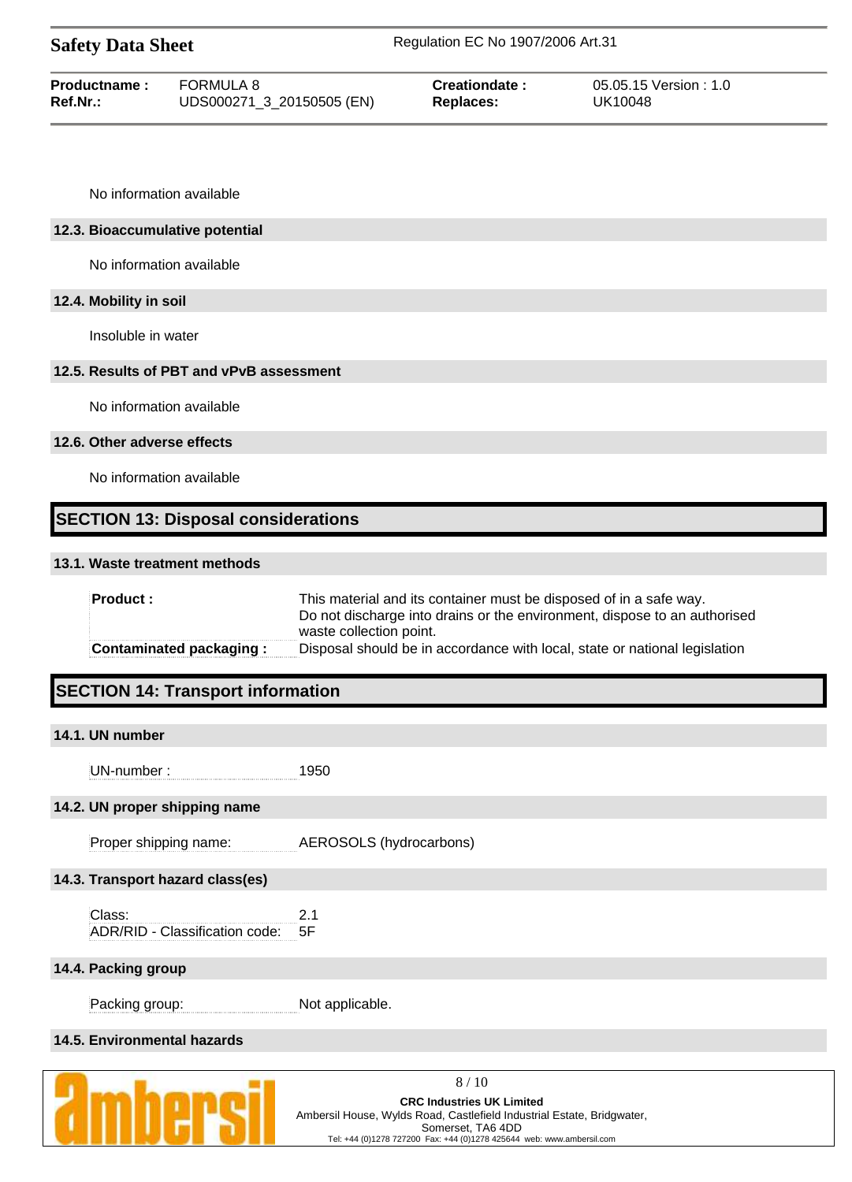No information available

### 12.3. Bioaccumulative potential

No information available

### 12.4. Mobility in soil

Insoluble in water

### 12.5. Results of PBT and vPvB assessment

No information available

### 12.6. Other adverse effects

No information available

## SECTION 13: Disposal considerations

### 13.1. Waste treatment methods

| | |
|---|---|
| **Product :** | This material and its container must be disposed of in a safe way. Do not discharge into drains or the environment, dispose to an authorised waste collection point. |
| **Contaminated packaging :** | Disposal should be in accordance with local, state or national legislation |

## SECTION 14: Transport information

### 14.1. UN number

UN-number : 1950

### 14.2. UN proper shipping name

Proper shipping name: AEROSOLS (hydrocarbons)

### 14.3. Transport hazard class(es)

Class: 2.1
ADR/RID - Classification code: 5F

### 14.4. Packing group

Packing group: Not applicable.

### 14.5. Environmental hazards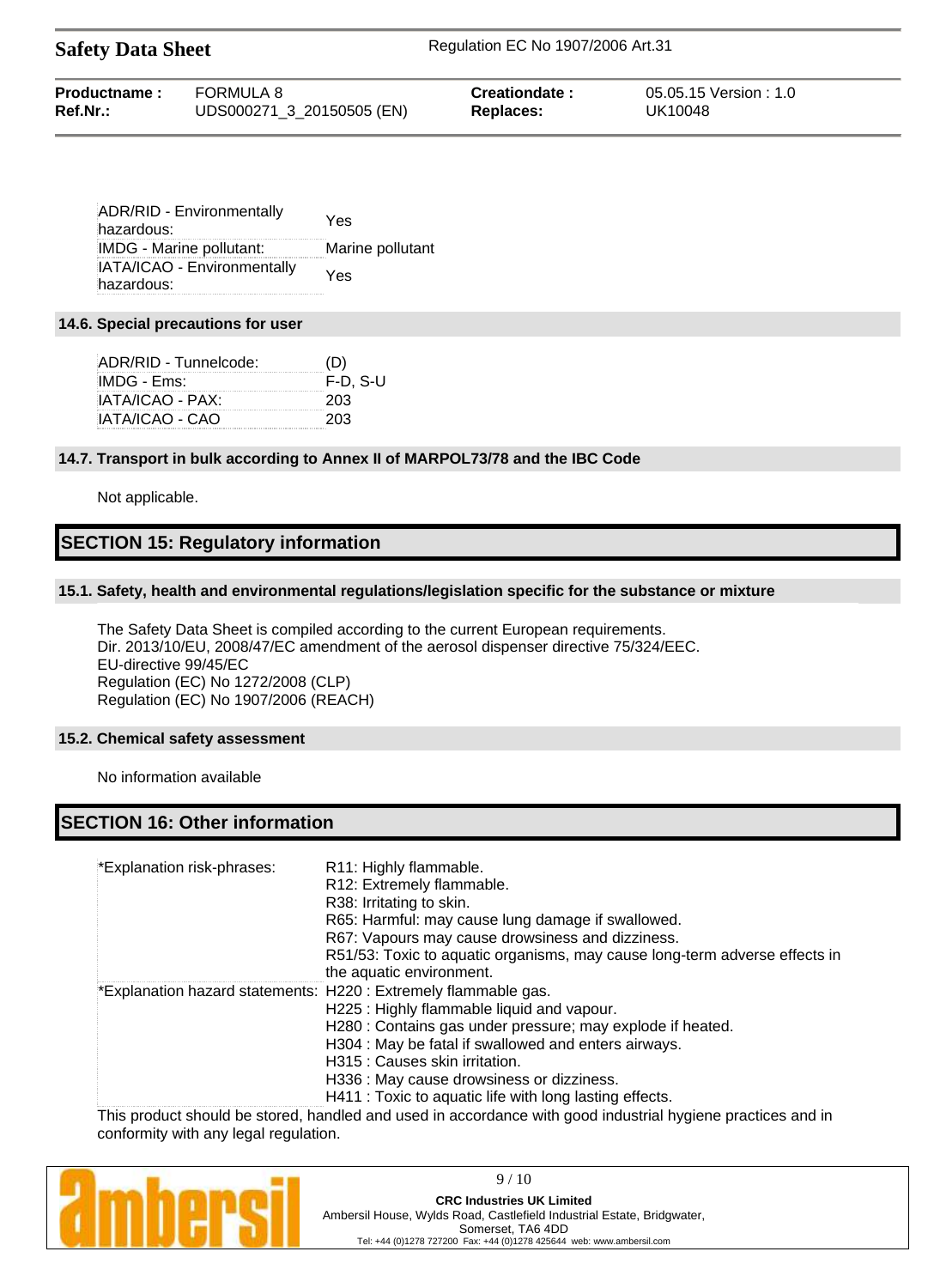| | |
|---|---|
| ADR/RID - Environmentally hazardous: | Yes |
| IMDG - Marine pollutant: | Marine pollutant |
| IATA/ICAO - Environmentally hazardous: | Yes |

### 14.6. Special precautions for user

| | |
|---|---|
| ADR/RID - Tunnelcode: | (D) |
| IMDG - Ems: | F-D, S-U |
| IATA/ICAO - PAX: | 203 |
| IATA/ICAO - CAO | 203 |

### 14.7. Transport in bulk according to Annex II of MARPOL73/78 and the IBC Code

Not applicable.

## SECTION 15: Regulatory information

### 15.1. Safety, health and environmental regulations/legislation specific for the substance or mixture

The Safety Data Sheet is compiled according to the current European requirements.
Dir. 2013/10/EU, 2008/47/EC amendment of the aerosol dispenser directive 75/324/EEC.
EU-directive 99/45/EC
Regulation (EC) No 1272/2008 (CLP)
Regulation (EC) No 1907/2006 (REACH)

### 15.2. Chemical safety assessment

No information available

## SECTION 16: Other information

| | |
|---|---|
| *Explanation risk-phrases: | R11: Highly flammable.<br>R12: Extremely flammable.<br>R38: Irritating to skin.<br>R65: Harmful: may cause lung damage if swallowed.<br>R67: Vapours may cause drowsiness and dizziness.<br>R51/53: Toxic to aquatic organisms, may cause long-term adverse effects in the aquatic environment. |
| *Explanation hazard statements: | H220 : Extremely flammable gas.<br>H225 : Highly flammable liquid and vapour.<br>H280 : Contains gas under pressure; may explode if heated.<br>H304 : May be fatal if swallowed and enters airways.<br>H315 : Causes skin irritation.<br>H336 : May cause drowsiness or dizziness.<br>H411 : Toxic to aquatic life with long lasting effects. |

This product should be stored, handled and used in accordance with good industrial hygiene practices and in conformity with any legal regulation.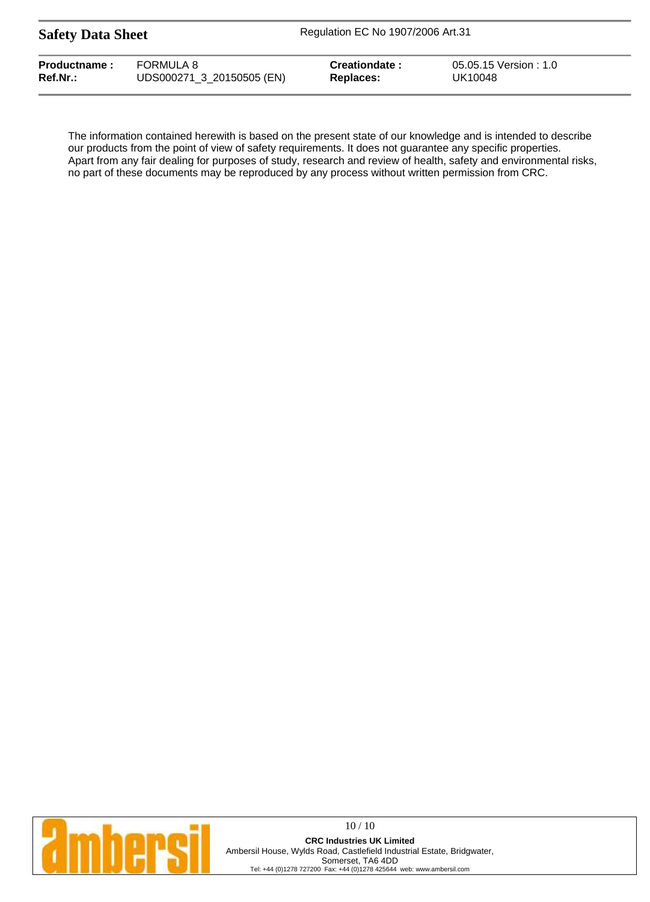The information contained herewith is based on the present state of our knowledge and is intended to describe our products from the point of view of safety requirements. It does not guarantee any specific properties. Apart from any fair dealing for purposes of study, research and review of health, safety and environmental risks, no part of these documents may be reproduced by any process without written permission from CRC.